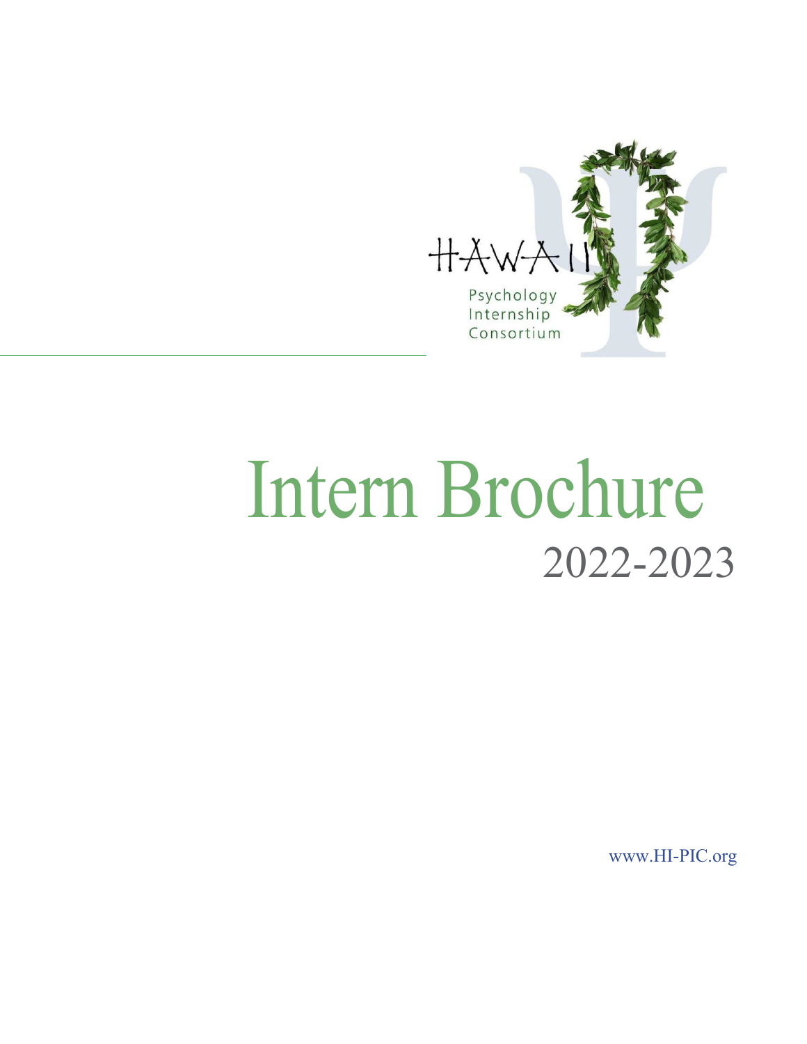HAWAII

Psychology Internship Consortium

# Intern Brochure

## 2022-2023

www.HI-PIC.org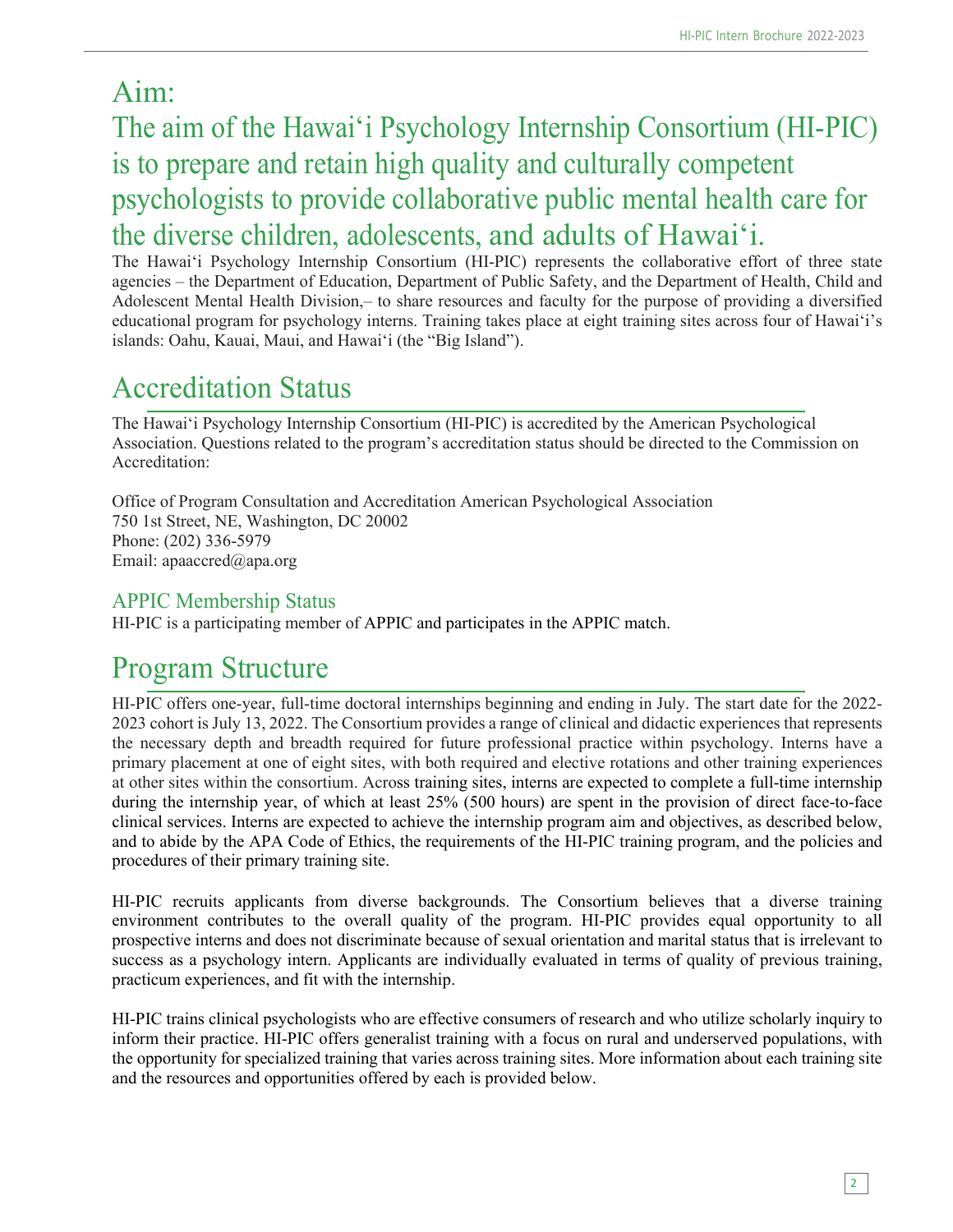# Aim:

## The aim of the Hawaiʻi Psychology Internship Consortium (HI-PIC) is to prepare and retain high quality and culturally competent psychologists to provide collaborative public mental health care for the diverse children, adolescents, and adults of Hawaiʻi.

The Hawaiʻi Psychology Internship Consortium (HI-PIC) represents the collaborative effort of three state agencies – the Department of Education, Department of Public Safety, and the Department of Health, Child and Adolescent Mental Health Division,– to share resources and faculty for the purpose of providing a diversified educational program for psychology interns. Training takes place at eight training sites across four of Hawaiʻi's islands: Oahu, Kauai, Maui, and Hawaiʻi (the "Big Island").

# Accreditation Status

The Hawaiʻi Psychology Internship Consortium (HI-PIC) is accredited by the American Psychological Association. Questions related to the program's accreditation status should be directed to the Commission on Accreditation:

Office of Program Consultation and Accreditation American Psychological Association
750 1st Street, NE, Washington, DC 20002
Phone: (202) 336-5979
Email: apaaccred@apa.org

## APPIC Membership Status

HI-PIC is a participating member of APPIC and participates in the APPIC match.

# Program Structure

HI-PIC offers one-year, full-time doctoral internships beginning and ending in July. The start date for the 2022-2023 cohort is July 13, 2022. The Consortium provides a range of clinical and didactic experiences that represents the necessary depth and breadth required for future professional practice within psychology. Interns have a primary placement at one of eight sites, with both required and elective rotations and other training experiences at other sites within the consortium. Across training sites, interns are expected to complete a full-time internship during the internship year, of which at least 25% (500 hours) are spent in the provision of direct face-to-face clinical services. Interns are expected to achieve the internship program aim and objectives, as described below, and to abide by the APA Code of Ethics, the requirements of the HI-PIC training program, and the policies and procedures of their primary training site.

HI-PIC recruits applicants from diverse backgrounds. The Consortium believes that a diverse training environment contributes to the overall quality of the program. HI-PIC provides equal opportunity to all prospective interns and does not discriminate because of sexual orientation and marital status that is irrelevant to success as a psychology intern. Applicants are individually evaluated in terms of quality of previous training, practicum experiences, and fit with the internship.

HI-PIC trains clinical psychologists who are effective consumers of research and who utilize scholarly inquiry to inform their practice. HI-PIC offers generalist training with a focus on rural and underserved populations, with the opportunity for specialized training that varies across training sites. More information about each training site and the resources and opportunities offered by each is provided below.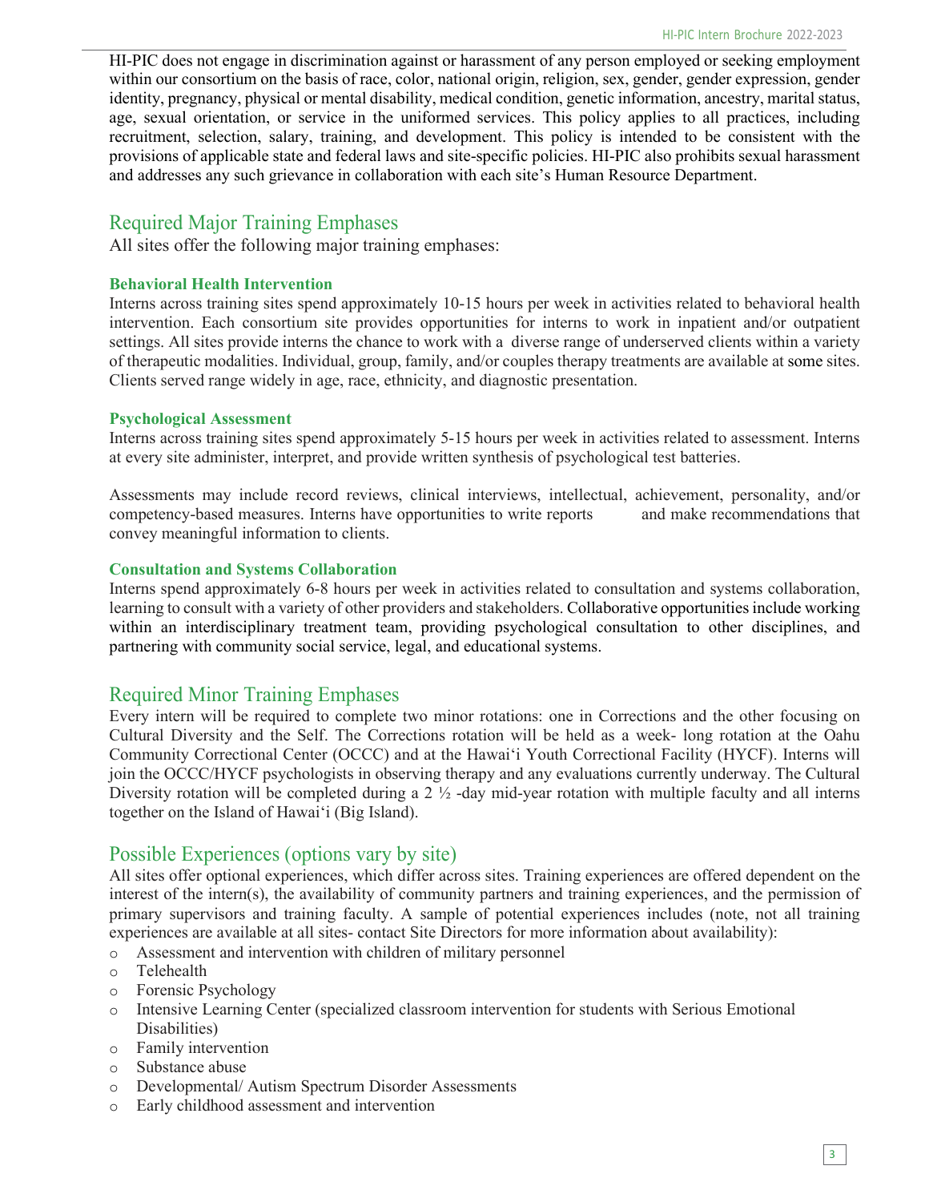HI-PIC does not engage in discrimination against or harassment of any person employed or seeking employment within our consortium on the basis of race, color, national origin, religion, sex, gender, gender expression, gender identity, pregnancy, physical or mental disability, medical condition, genetic information, ancestry, marital status, age, sexual orientation, or service in the uniformed services. This policy applies to all practices, including recruitment, selection, salary, training, and development. This policy is intended to be consistent with the provisions of applicable state and federal laws and site-specific policies. HI-PIC also prohibits sexual harassment and addresses any such grievance in collaboration with each site's Human Resource Department.

## Required Major Training Emphases

All sites offer the following major training emphases:

### Behavioral Health Intervention

Interns across training sites spend approximately 10-15 hours per week in activities related to behavioral health intervention. Each consortium site provides opportunities for interns to work in inpatient and/or outpatient settings. All sites provide interns the chance to work with a diverse range of underserved clients within a variety of therapeutic modalities. Individual, group, family, and/or couples therapy treatments are available at some sites. Clients served range widely in age, race, ethnicity, and diagnostic presentation.

### Psychological Assessment

Interns across training sites spend approximately 5-15 hours per week in activities related to assessment. Interns at every site administer, interpret, and provide written synthesis of psychological test batteries.

Assessments may include record reviews, clinical interviews, intellectual, achievement, personality, and/or competency-based measures. Interns have opportunities to write reports and make recommendations that convey meaningful information to clients.

### Consultation and Systems Collaboration

Interns spend approximately 6-8 hours per week in activities related to consultation and systems collaboration, learning to consult with a variety of other providers and stakeholders. Collaborative opportunities include working within an interdisciplinary treatment team, providing psychological consultation to other disciplines, and partnering with community social service, legal, and educational systems.

## Required Minor Training Emphases

Every intern will be required to complete two minor rotations: one in Corrections and the other focusing on Cultural Diversity and the Self. The Corrections rotation will be held as a week- long rotation at the Oahu Community Correctional Center (OCCC) and at the Hawaiʻi Youth Correctional Facility (HYCF). Interns will join the OCCC/HYCF psychologists in observing therapy and any evaluations currently underway. The Cultural Diversity rotation will be completed during a 2 ½ -day mid-year rotation with multiple faculty and all interns together on the Island of Hawaiʻi (Big Island).

## Possible Experiences (options vary by site)

All sites offer optional experiences, which differ across sites. Training experiences are offered dependent on the interest of the intern(s), the availability of community partners and training experiences, and the permission of primary supervisors and training faculty. A sample of potential experiences includes (note, not all training experiences are available at all sites- contact Site Directors for more information about availability):

- Assessment and intervention with children of military personnel
- Telehealth
- Forensic Psychology
- Intensive Learning Center (specialized classroom intervention for students with Serious Emotional Disabilities)
- Family intervention
- Substance abuse
- Developmental/ Autism Spectrum Disorder Assessments
- Early childhood assessment and intervention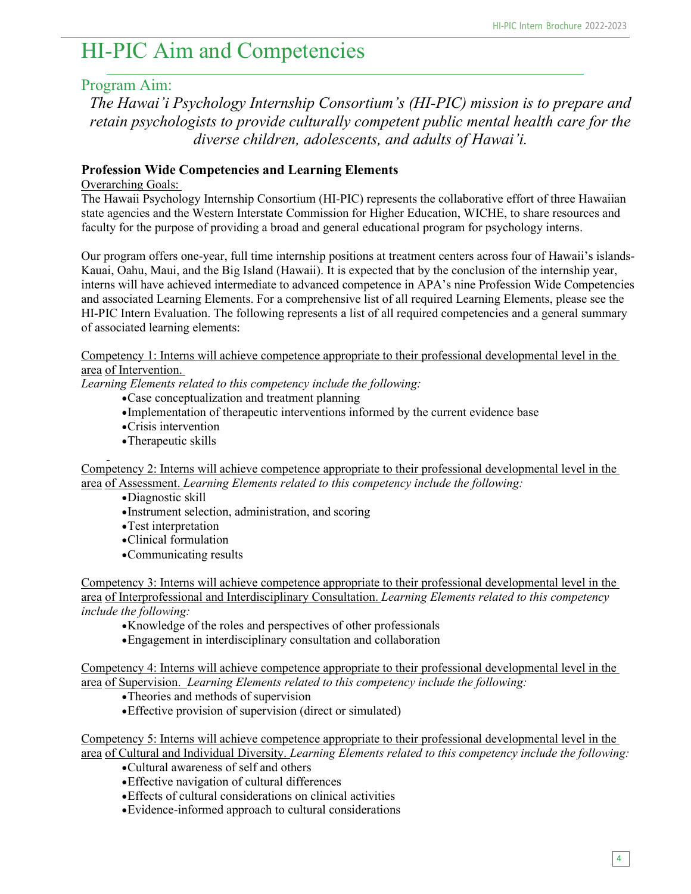# HI-PIC Aim and Competencies

## Program Aim:

*The Hawai'i Psychology Internship Consortium's (HI-PIC) mission is to prepare and retain psychologists to provide culturally competent public mental health care for the diverse children, adolescents, and adults of Hawai'i.*

### Profession Wide Competencies and Learning Elements

Overarching Goals:

The Hawaii Psychology Internship Consortium (HI-PIC) represents the collaborative effort of three Hawaiian state agencies and the Western Interstate Commission for Higher Education, WICHE, to share resources and faculty for the purpose of providing a broad and general educational program for psychology interns.

Our program offers one-year, full time internship positions at treatment centers across four of Hawaii's islands- Kauai, Oahu, Maui, and the Big Island (Hawaii). It is expected that by the conclusion of the internship year, interns will have achieved intermediate to advanced competence in APA's nine Profession Wide Competencies and associated Learning Elements. For a comprehensive list of all required Learning Elements, please see the HI-PIC Intern Evaluation. The following represents a list of all required competencies and a general summary of associated learning elements:

Competency 1: Interns will achieve competence appropriate to their professional developmental level in the area of Intervention.

*Learning Elements related to this competency include the following:*

- Case conceptualization and treatment planning
- Implementation of therapeutic interventions informed by the current evidence base
- Crisis intervention
- Therapeutic skills

Competency 2: Interns will achieve competence appropriate to their professional developmental level in the area of Assessment. *Learning Elements related to this competency include the following:*

- Diagnostic skill
- Instrument selection, administration, and scoring
- Test interpretation
- Clinical formulation
- Communicating results

Competency 3: Interns will achieve competence appropriate to their professional developmental level in the area of Interprofessional and Interdisciplinary Consultation. *Learning Elements related to this competency include the following:*

- Knowledge of the roles and perspectives of other professionals
- Engagement in interdisciplinary consultation and collaboration

Competency 4: Interns will achieve competence appropriate to their professional developmental level in the area of Supervision. *Learning Elements related to this competency include the following:*

- Theories and methods of supervision
- Effective provision of supervision (direct or simulated)

Competency 5: Interns will achieve competence appropriate to their professional developmental level in the area of Cultural and Individual Diversity. *Learning Elements related to this competency include the following:*

- Cultural awareness of self and others
- Effective navigation of cultural differences
- Effects of cultural considerations on clinical activities
- Evidence-informed approach to cultural considerations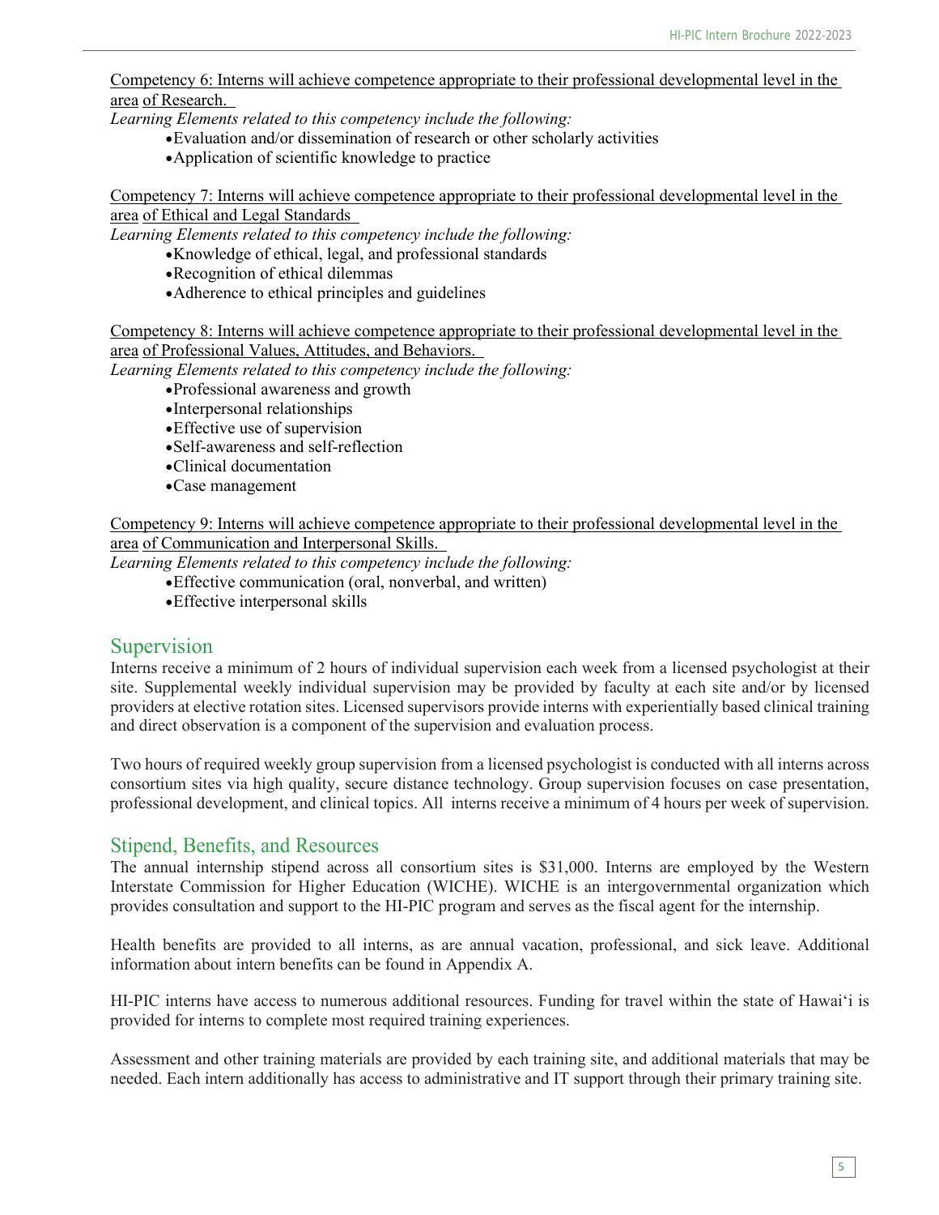Competency 6: Interns will achieve competence appropriate to their professional developmental level in the area of Research.

*Learning Elements related to this competency include the following:*

- Evaluation and/or dissemination of research or other scholarly activities
- Application of scientific knowledge to practice

Competency 7: Interns will achieve competence appropriate to their professional developmental level in the area of Ethical and Legal Standards

*Learning Elements related to this competency include the following:*

- Knowledge of ethical, legal, and professional standards
- Recognition of ethical dilemmas
- Adherence to ethical principles and guidelines

Competency 8: Interns will achieve competence appropriate to their professional developmental level in the area of Professional Values, Attitudes, and Behaviors.

*Learning Elements related to this competency include the following:*

- Professional awareness and growth
- Interpersonal relationships
- Effective use of supervision
- Self-awareness and self-reflection
- Clinical documentation
- Case management

Competency 9: Interns will achieve competence appropriate to their professional developmental level in the area of Communication and Interpersonal Skills.

*Learning Elements related to this competency include the following:*

- Effective communication (oral, nonverbal, and written)
- Effective interpersonal skills

## Supervision

Interns receive a minimum of 2 hours of individual supervision each week from a licensed psychologist at their site. Supplemental weekly individual supervision may be provided by faculty at each site and/or by licensed providers at elective rotation sites. Licensed supervisors provide interns with experientially based clinical training and direct observation is a component of the supervision and evaluation process.

Two hours of required weekly group supervision from a licensed psychologist is conducted with all interns across consortium sites via high quality, secure distance technology. Group supervision focuses on case presentation, professional development, and clinical topics. All interns receive a minimum of 4 hours per week of supervision.

## Stipend, Benefits, and Resources

The annual internship stipend across all consortium sites is $31,000. Interns are employed by the Western Interstate Commission for Higher Education (WICHE). WICHE is an intergovernmental organization which provides consultation and support to the HI-PIC program and serves as the fiscal agent for the internship.

Health benefits are provided to all interns, as are annual vacation, professional, and sick leave. Additional information about intern benefits can be found in Appendix A.

HI-PIC interns have access to numerous additional resources. Funding for travel within the state of Hawai'i is provided for interns to complete most required training experiences.

Assessment and other training materials are provided by each training site, and additional materials that may be needed. Each intern additionally has access to administrative and IT support through their primary training site.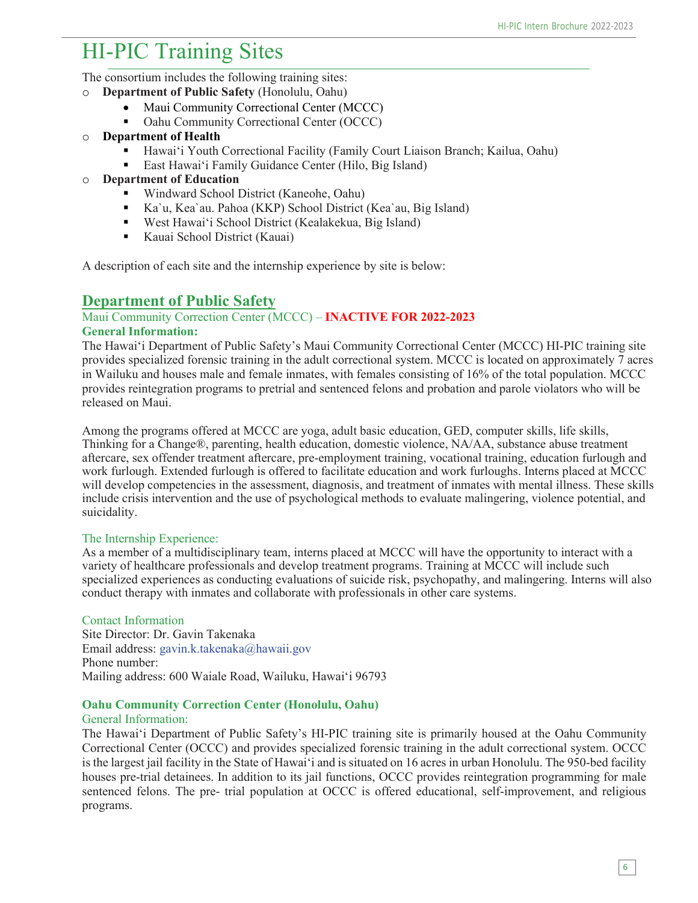# HI-PIC Training Sites

The consortium includes the following training sites:

- **Department of Public Safety** (Honolulu, Oahu)
  - Maui Community Correctional Center (MCCC)
  - Oahu Community Correctional Center (OCCC)
- **Department of Health**
  - Hawai'i Youth Correctional Facility (Family Court Liaison Branch; Kailua, Oahu)
  - East Hawai'i Family Guidance Center (Hilo, Big Island)
- **Department of Education**
  - Windward School District (Kaneohe, Oahu)
  - Ka`u, Kea`au. Pahoa (KKP) School District (Kea`au, Big Island)
  - West Hawai'i School District (Kealakekua, Big Island)
  - Kauai School District (Kauai)

A description of each site and the internship experience by site is below:

## Department of Public Safety

### Maui Community Correction Center (MCCC) – **INACTIVE FOR 2022-2023**

**General Information:**

The Hawai'i Department of Public Safety's Maui Community Correctional Center (MCCC) HI-PIC training site provides specialized forensic training in the adult correctional system. MCCC is located on approximately 7 acres in Wailuku and houses male and female inmates, with females consisting of 16% of the total population. MCCC provides reintegration programs to pretrial and sentenced felons and probation and parole violators who will be released on Maui.

Among the programs offered at MCCC are yoga, adult basic education, GED, computer skills, life skills, Thinking for a Change®, parenting, health education, domestic violence, NA/AA, substance abuse treatment aftercare, sex offender treatment aftercare, pre-employment training, vocational training, education furlough and work furlough. Extended furlough is offered to facilitate education and work furloughs. Interns placed at MCCC will develop competencies in the assessment, diagnosis, and treatment of inmates with mental illness. These skills include crisis intervention and the use of psychological methods to evaluate malingering, violence potential, and suicidality.

The Internship Experience:

As a member of a multidisciplinary team, interns placed at MCCC will have the opportunity to interact with a variety of healthcare professionals and develop treatment programs. Training at MCCC will include such specialized experiences as conducting evaluations of suicide risk, psychopathy, and malingering. Interns will also conduct therapy with inmates and collaborate with professionals in other care systems.

Contact Information

Site Director: Dr. Gavin Takenaka
Email address: gavin.k.takenaka@hawaii.gov
Phone number:
Mailing address: 600 Waiale Road, Wailuku, Hawai'i 96793

### Oahu Community Correction Center (Honolulu, Oahu)

General Information:

The Hawai'i Department of Public Safety's HI-PIC training site is primarily housed at the Oahu Community Correctional Center (OCCC) and provides specialized forensic training in the adult correctional system. OCCC is the largest jail facility in the State of Hawai'i and is situated on 16 acres in urban Honolulu. The 950-bed facility houses pre-trial detainees. In addition to its jail functions, OCCC provides reintegration programming for male sentenced felons. The pre- trial population at OCCC is offered educational, self-improvement, and religious programs.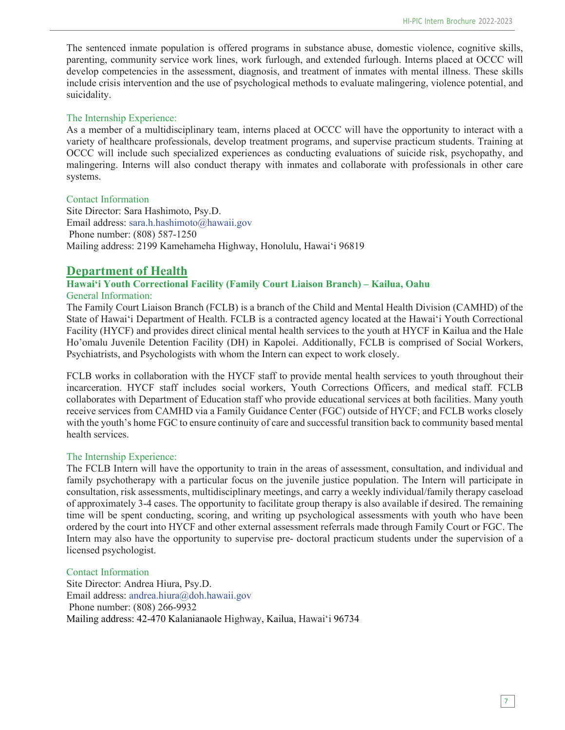The sentenced inmate population is offered programs in substance abuse, domestic violence, cognitive skills, parenting, community service work lines, work furlough, and extended furlough. Interns placed at OCCC will develop competencies in the assessment, diagnosis, and treatment of inmates with mental illness. These skills include crisis intervention and the use of psychological methods to evaluate malingering, violence potential, and suicidality.

The Internship Experience:

As a member of a multidisciplinary team, interns placed at OCCC will have the opportunity to interact with a variety of healthcare professionals, develop treatment programs, and supervise practicum students. Training at OCCC will include such specialized experiences as conducting evaluations of suicide risk, psychopathy, and malingering. Interns will also conduct therapy with inmates and collaborate with professionals in other care systems.

Contact Information

Site Director: Sara Hashimoto, Psy.D.
Email address: sara.h.hashimoto@hawaii.gov
Phone number: (808) 587-1250
Mailing address: 2199 Kamehameha Highway, Honolulu, Hawaiʻi 96819

## Department of Health

### Hawaiʻi Youth Correctional Facility (Family Court Liaison Branch) – Kailua, Oahu

General Information:

The Family Court Liaison Branch (FCLB) is a branch of the Child and Mental Health Division (CAMHD) of the State of Hawaiʻi Department of Health. FCLB is a contracted agency located at the Hawaiʻi Youth Correctional Facility (HYCF) and provides direct clinical mental health services to the youth at HYCF in Kailua and the Hale Ho'omalu Juvenile Detention Facility (DH) in Kapolei. Additionally, FCLB is comprised of Social Workers, Psychiatrists, and Psychologists with whom the Intern can expect to work closely.

FCLB works in collaboration with the HYCF staff to provide mental health services to youth throughout their incarceration. HYCF staff includes social workers, Youth Corrections Officers, and medical staff. FCLB collaborates with Department of Education staff who provide educational services at both facilities. Many youth receive services from CAMHD via a Family Guidance Center (FGC) outside of HYCF; and FCLB works closely with the youth's home FGC to ensure continuity of care and successful transition back to community based mental health services.

The Internship Experience:

The FCLB Intern will have the opportunity to train in the areas of assessment, consultation, and individual and family psychotherapy with a particular focus on the juvenile justice population. The Intern will participate in consultation, risk assessments, multidisciplinary meetings, and carry a weekly individual/family therapy caseload of approximately 3-4 cases. The opportunity to facilitate group therapy is also available if desired. The remaining time will be spent conducting, scoring, and writing up psychological assessments with youth who have been ordered by the court into HYCF and other external assessment referrals made through Family Court or FGC. The Intern may also have the opportunity to supervise pre- doctoral practicum students under the supervision of a licensed psychologist.

Contact Information

Site Director: Andrea Hiura, Psy.D.
Email address: andrea.hiura@doh.hawaii.gov
Phone number: (808) 266-9932
Mailing address: 42-470 Kalanianaole Highway, Kailua, Hawaiʻi 96734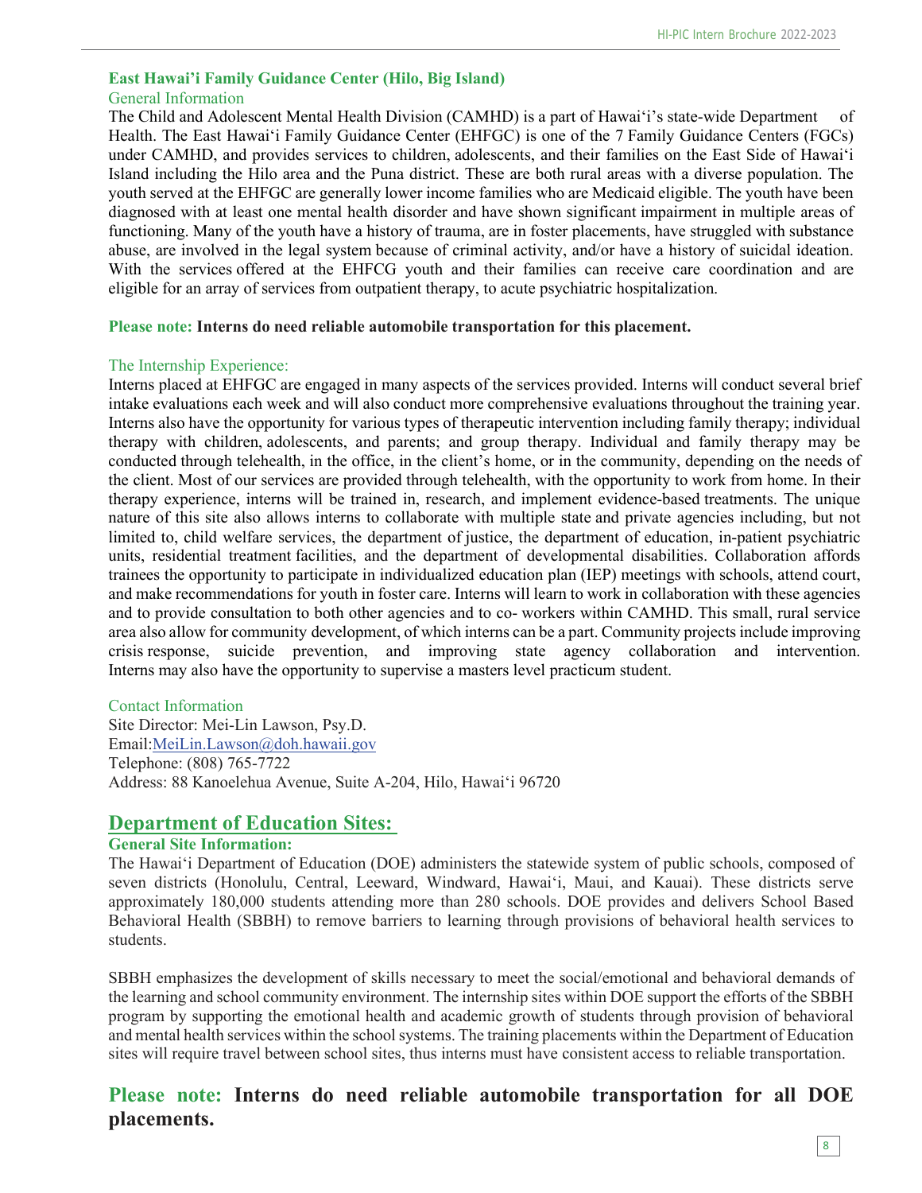### East Hawai'i Family Guidance Center (Hilo, Big Island)

General Information

The Child and Adolescent Mental Health Division (CAMHD) is a part of Hawaiʻi's state-wide Department of Health. The East Hawaiʻi Family Guidance Center (EHFGC) is one of the 7 Family Guidance Centers (FGCs) under CAMHD, and provides services to children, adolescents, and their families on the East Side of Hawaiʻi Island including the Hilo area and the Puna district. These are both rural areas with a diverse population. The youth served at the EHFGC are generally lower income families who are Medicaid eligible. The youth have been diagnosed with at least one mental health disorder and have shown significant impairment in multiple areas of functioning. Many of the youth have a history of trauma, are in foster placements, have struggled with substance abuse, are involved in the legal system because of criminal activity, and/or have a history of suicidal ideation. With the services offered at the EHFCG youth and their families can receive care coordination and are eligible for an array of services from outpatient therapy, to acute psychiatric hospitalization.

**Please note: Interns do need reliable automobile transportation for this placement.**

The Internship Experience:

Interns placed at EHFGC are engaged in many aspects of the services provided. Interns will conduct several brief intake evaluations each week and will also conduct more comprehensive evaluations throughout the training year. Interns also have the opportunity for various types of therapeutic intervention including family therapy; individual therapy with children, adolescents, and parents; and group therapy. Individual and family therapy may be conducted through telehealth, in the office, in the client's home, or in the community, depending on the needs of the client. Most of our services are provided through telehealth, with the opportunity to work from home. In their therapy experience, interns will be trained in, research, and implement evidence-based treatments. The unique nature of this site also allows interns to collaborate with multiple state and private agencies including, but not limited to, child welfare services, the department of justice, the department of education, in-patient psychiatric units, residential treatment facilities, and the department of developmental disabilities. Collaboration affords trainees the opportunity to participate in individualized education plan (IEP) meetings with schools, attend court, and make recommendations for youth in foster care. Interns will learn to work in collaboration with these agencies and to provide consultation to both other agencies and to co- workers within CAMHD. This small, rural service area also allow for community development, of which interns can be a part. Community projects include improving crisis response, suicide prevention, and improving state agency collaboration and intervention. Interns may also have the opportunity to supervise a masters level practicum student.

Contact Information

Site Director: Mei-Lin Lawson, Psy.D.
Email:MeiLin.Lawson@doh.hawaii.gov
Telephone: (808) 765-7722
Address: 88 Kanoelehua Avenue, Suite A-204, Hilo, Hawaiʻi 96720

## Department of Education Sites:

**General Site Information:**

The Hawaiʻi Department of Education (DOE) administers the statewide system of public schools, composed of seven districts (Honolulu, Central, Leeward, Windward, Hawaiʻi, Maui, and Kauai). These districts serve approximately 180,000 students attending more than 280 schools. DOE provides and delivers School Based Behavioral Health (SBBH) to remove barriers to learning through provisions of behavioral health services to students.

SBBH emphasizes the development of skills necessary to meet the social/emotional and behavioral demands of the learning and school community environment. The internship sites within DOE support the efforts of the SBBH program by supporting the emotional health and academic growth of students through provision of behavioral and mental health services within the school systems. The training placements within the Department of Education sites will require travel between school sites, thus interns must have consistent access to reliable transportation.

**Please note: Interns do need reliable automobile transportation for all DOE placements.**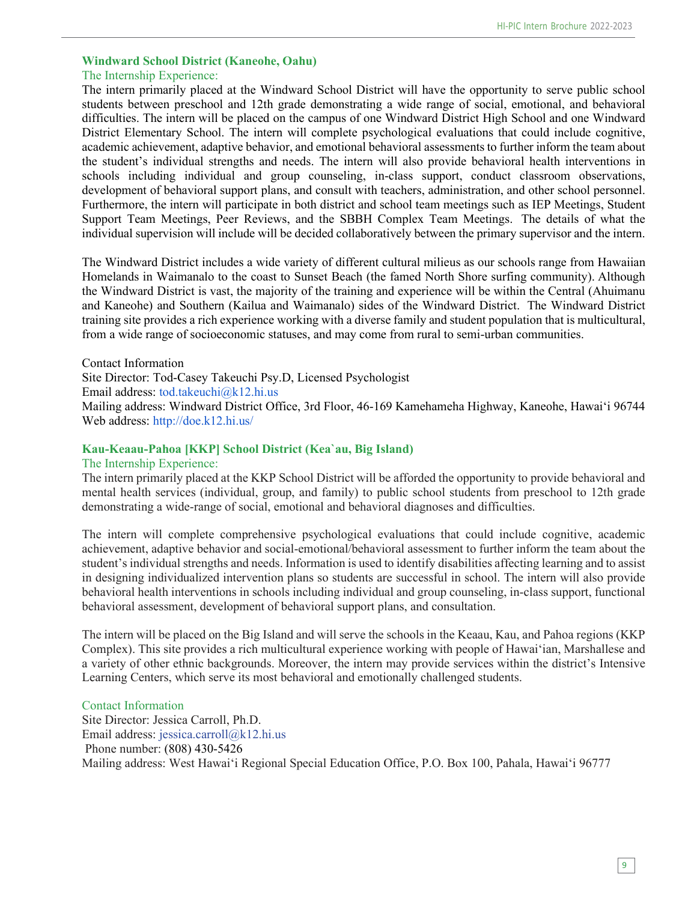## Windward School District (Kaneohe, Oahu)

### The Internship Experience:

The intern primarily placed at the Windward School District will have the opportunity to serve public school students between preschool and 12th grade demonstrating a wide range of social, emotional, and behavioral difficulties. The intern will be placed on the campus of one Windward District High School and one Windward District Elementary School. The intern will complete psychological evaluations that could include cognitive, academic achievement, adaptive behavior, and emotional behavioral assessments to further inform the team about the student's individual strengths and needs. The intern will also provide behavioral health interventions in schools including individual and group counseling, in-class support, conduct classroom observations, development of behavioral support plans, and consult with teachers, administration, and other school personnel. Furthermore, the intern will participate in both district and school team meetings such as IEP Meetings, Student Support Team Meetings, Peer Reviews, and the SBBH Complex Team Meetings. The details of what the individual supervision will include will be decided collaboratively between the primary supervisor and the intern.

The Windward District includes a wide variety of different cultural milieus as our schools range from Hawaiian Homelands in Waimanalo to the coast to Sunset Beach (the famed North Shore surfing community). Although the Windward District is vast, the majority of the training and experience will be within the Central (Ahuimanu and Kaneohe) and Southern (Kailua and Waimanalo) sides of the Windward District. The Windward District training site provides a rich experience working with a diverse family and student population that is multicultural, from a wide range of socioeconomic statuses, and may come from rural to semi-urban communities.

Contact Information
Site Director: Tod-Casey Takeuchi Psy.D, Licensed Psychologist
Email address: tod.takeuchi@k12.hi.us
Mailing address: Windward District Office, 3rd Floor, 46-169 Kamehameha Highway, Kaneohe, Hawaiʻi 96744
Web address: http://doe.k12.hi.us/

## Kau-Keaau-Pahoa [KKP] School District (Kea`au, Big Island)

### The Internship Experience:

The intern primarily placed at the KKP School District will be afforded the opportunity to provide behavioral and mental health services (individual, group, and family) to public school students from preschool to 12th grade demonstrating a wide-range of social, emotional and behavioral diagnoses and difficulties.

The intern will complete comprehensive psychological evaluations that could include cognitive, academic achievement, adaptive behavior and social-emotional/behavioral assessment to further inform the team about the student's individual strengths and needs. Information is used to identify disabilities affecting learning and to assist in designing individualized intervention plans so students are successful in school. The intern will also provide behavioral health interventions in schools including individual and group counseling, in-class support, functional behavioral assessment, development of behavioral support plans, and consultation.

The intern will be placed on the Big Island and will serve the schools in the Keaau, Kau, and Pahoa regions (KKP Complex). This site provides a rich multicultural experience working with people of Hawaiʻian, Marshallese and a variety of other ethnic backgrounds. Moreover, the intern may provide services within the district's Intensive Learning Centers, which serve its most behavioral and emotionally challenged students.

### Contact Information

Site Director: Jessica Carroll, Ph.D.
Email address: jessica.carroll@k12.hi.us
Phone number: (808) 430-5426
Mailing address: West Hawaiʻi Regional Special Education Office, P.O. Box 100, Pahala, Hawaiʻi 96777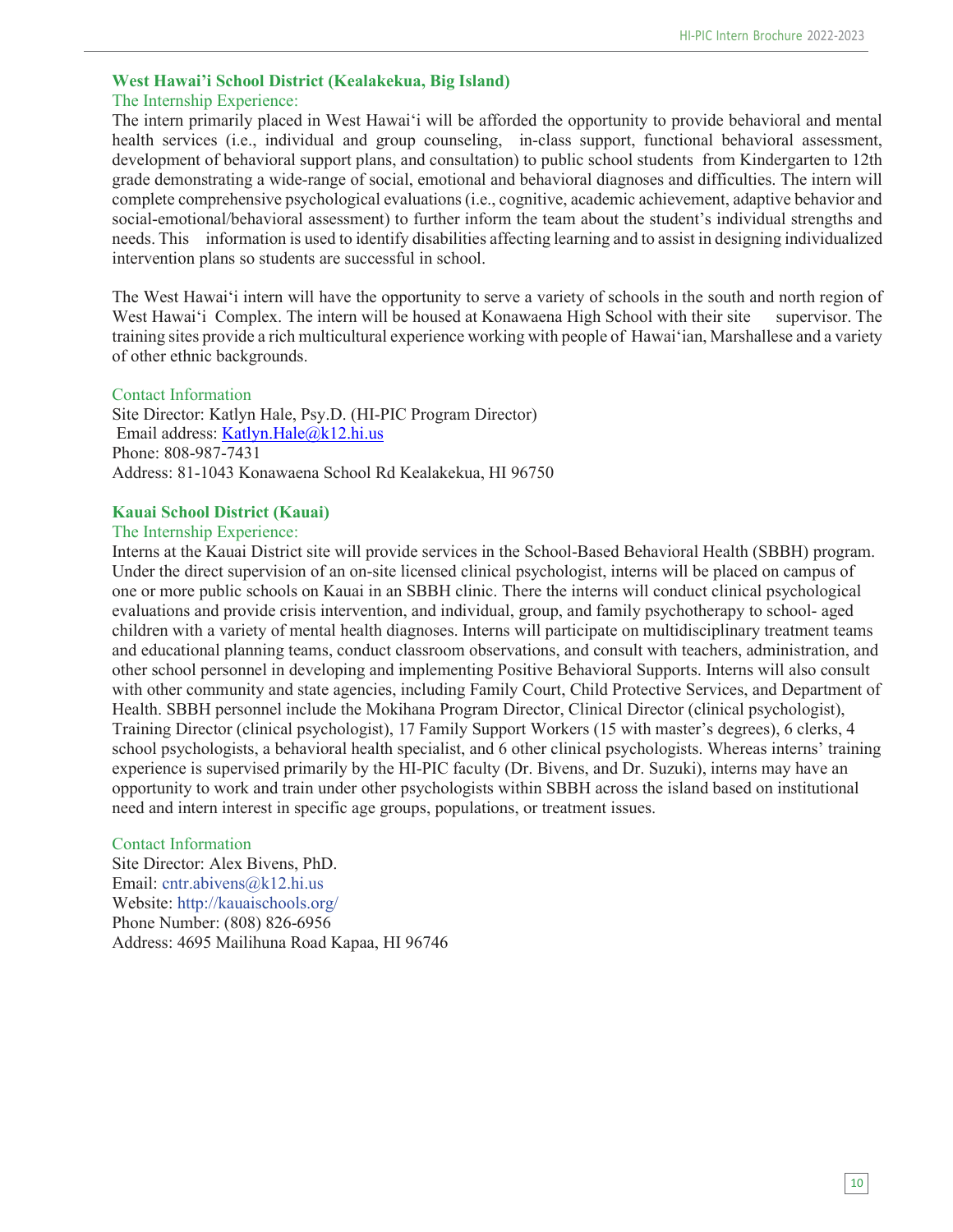## West Hawai'i School District (Kealakekua, Big Island)

### The Internship Experience:

The intern primarily placed in West Hawaiʻi will be afforded the opportunity to provide behavioral and mental health services (i.e., individual and group counseling, in-class support, functional behavioral assessment, development of behavioral support plans, and consultation) to public school students from Kindergarten to 12th grade demonstrating a wide-range of social, emotional and behavioral diagnoses and difficulties. The intern will complete comprehensive psychological evaluations (i.e., cognitive, academic achievement, adaptive behavior and social-emotional/behavioral assessment) to further inform the team about the student's individual strengths and needs. This information is used to identify disabilities affecting learning and to assist in designing individualized intervention plans so students are successful in school.

The West Hawaiʻi intern will have the opportunity to serve a variety of schools in the south and north region of West Hawaiʻi Complex. The intern will be housed at Konawaena High School with their site supervisor. The training sites provide a rich multicultural experience working with people of Hawaiʻian, Marshallese and a variety of other ethnic backgrounds.

### Contact Information

Site Director: Katlyn Hale, Psy.D. (HI-PIC Program Director)
Email address: Katlyn.Hale@k12.hi.us
Phone: 808-987-7431
Address: 81-1043 Konawaena School Rd Kealakekua, HI 96750

## Kauai School District (Kauai)

### The Internship Experience:

Interns at the Kauai District site will provide services in the School-Based Behavioral Health (SBBH) program. Under the direct supervision of an on-site licensed clinical psychologist, interns will be placed on campus of one or more public schools on Kauai in an SBBH clinic. There the interns will conduct clinical psychological evaluations and provide crisis intervention, and individual, group, and family psychotherapy to school- aged children with a variety of mental health diagnoses. Interns will participate on multidisciplinary treatment teams and educational planning teams, conduct classroom observations, and consult with teachers, administration, and other school personnel in developing and implementing Positive Behavioral Supports. Interns will also consult with other community and state agencies, including Family Court, Child Protective Services, and Department of Health. SBBH personnel include the Mokihana Program Director, Clinical Director (clinical psychologist), Training Director (clinical psychologist), 17 Family Support Workers (15 with master's degrees), 6 clerks, 4 school psychologists, a behavioral health specialist, and 6 other clinical psychologists. Whereas interns' training experience is supervised primarily by the HI-PIC faculty (Dr. Bivens, and Dr. Suzuki), interns may have an opportunity to work and train under other psychologists within SBBH across the island based on institutional need and intern interest in specific age groups, populations, or treatment issues.

### Contact Information

Site Director: Alex Bivens, PhD.
Email: cntr.abivens@k12.hi.us
Website: http://kauaischools.org/
Phone Number: (808) 826-6956
Address: 4695 Mailihuna Road Kapaa, HI 96746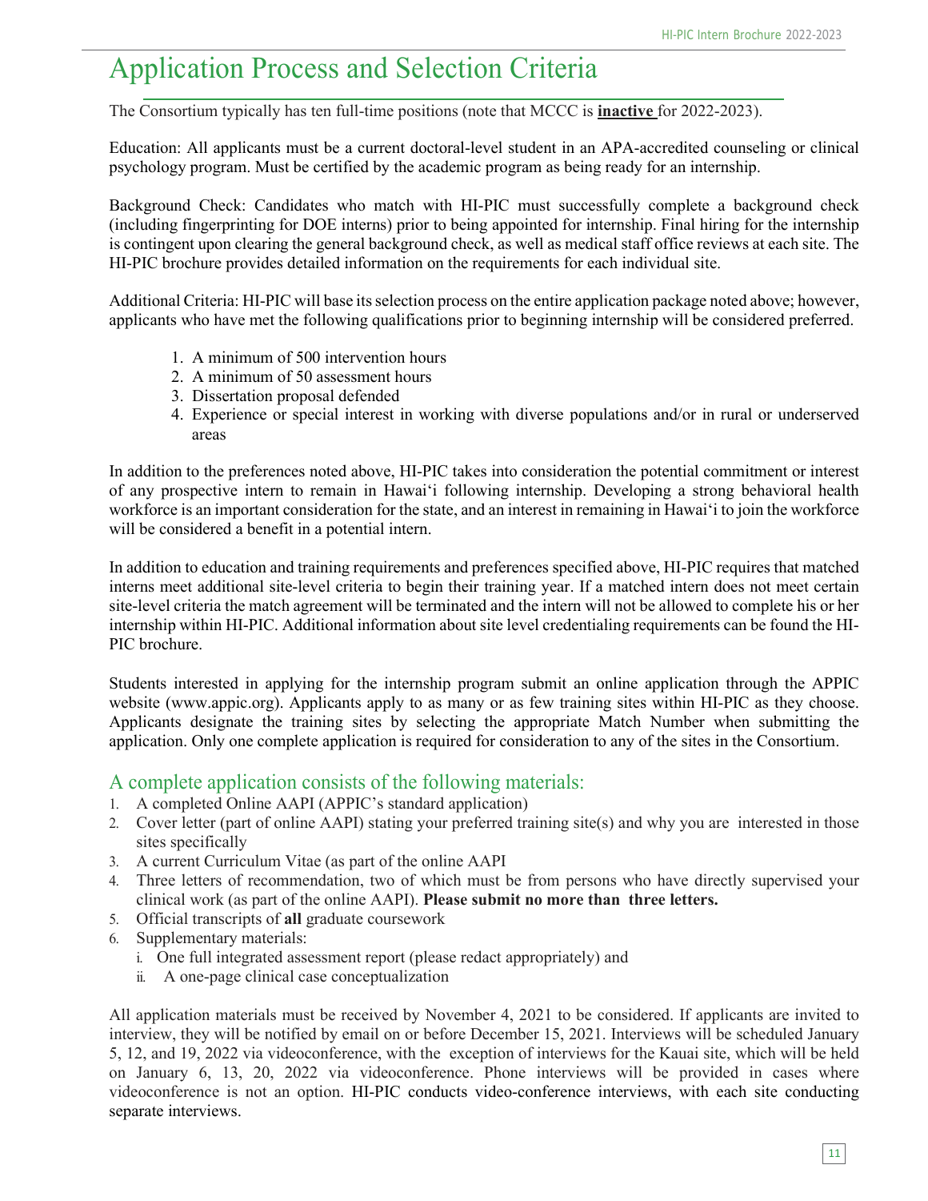# Application Process and Selection Criteria

The Consortium typically has ten full-time positions (note that MCCC is **inactive** for 2022-2023).

Education: All applicants must be a current doctoral-level student in an APA-accredited counseling or clinical psychology program. Must be certified by the academic program as being ready for an internship.

Background Check: Candidates who match with HI-PIC must successfully complete a background check (including fingerprinting for DOE interns) prior to being appointed for internship. Final hiring for the internship is contingent upon clearing the general background check, as well as medical staff office reviews at each site. The HI-PIC brochure provides detailed information on the requirements for each individual site.

Additional Criteria: HI-PIC will base its selection process on the entire application package noted above; however, applicants who have met the following qualifications prior to beginning internship will be considered preferred.

1. A minimum of 500 intervention hours
2. A minimum of 50 assessment hours
3. Dissertation proposal defended
4. Experience or special interest in working with diverse populations and/or in rural or underserved areas

In addition to the preferences noted above, HI-PIC takes into consideration the potential commitment or interest of any prospective intern to remain in Hawaiʻi following internship. Developing a strong behavioral health workforce is an important consideration for the state, and an interest in remaining in Hawaiʻi to join the workforce will be considered a benefit in a potential intern.

In addition to education and training requirements and preferences specified above, HI-PIC requires that matched interns meet additional site-level criteria to begin their training year. If a matched intern does not meet certain site-level criteria the match agreement will be terminated and the intern will not be allowed to complete his or her internship within HI-PIC. Additional information about site level credentialing requirements can be found the HI-PIC brochure.

Students interested in applying for the internship program submit an online application through the APPIC website (www.appic.org). Applicants apply to as many or as few training sites within HI-PIC as they choose. Applicants designate the training sites by selecting the appropriate Match Number when submitting the application. Only one complete application is required for consideration to any of the sites in the Consortium.

## A complete application consists of the following materials:

1. A completed Online AAPI (APPIC's standard application)
2. Cover letter (part of online AAPI) stating your preferred training site(s) and why you are interested in those sites specifically
3. A current Curriculum Vitae (as part of the online AAPI
4. Three letters of recommendation, two of which must be from persons who have directly supervised your clinical work (as part of the online AAPI). **Please submit no more than three letters.**
5. Official transcripts of **all** graduate coursework
6. Supplementary materials:
   i. One full integrated assessment report (please redact appropriately) and
   ii. A one-page clinical case conceptualization

All application materials must be received by November 4, 2021 to be considered. If applicants are invited to interview, they will be notified by email on or before December 15, 2021. Interviews will be scheduled January 5, 12, and 19, 2022 via videoconference, with the exception of interviews for the Kauai site, which will be held on January 6, 13, 20, 2022 via videoconference. Phone interviews will be provided in cases where videoconference is not an option. HI-PIC conducts video-conference interviews, with each site conducting separate interviews.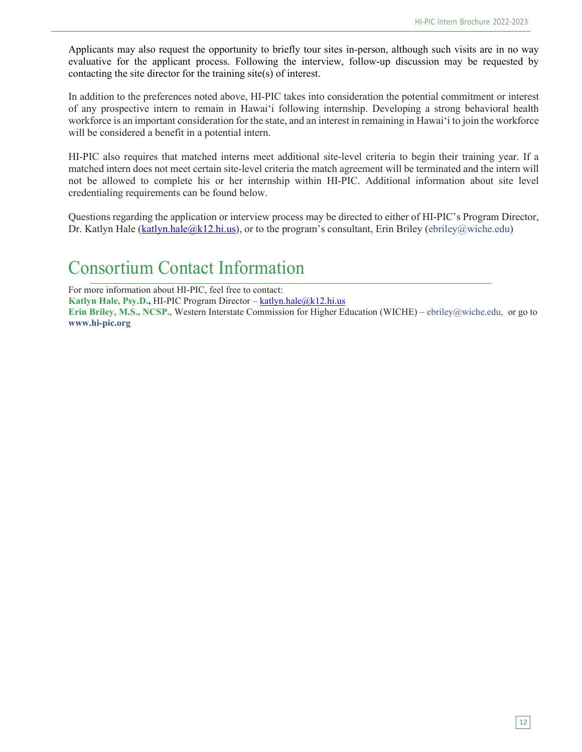Applicants may also request the opportunity to briefly tour sites in-person, although such visits are in no way evaluative for the applicant process. Following the interview, follow-up discussion may be requested by contacting the site director for the training site(s) of interest.

In addition to the preferences noted above, HI-PIC takes into consideration the potential commitment or interest of any prospective intern to remain in Hawaiʻi following internship. Developing a strong behavioral health workforce is an important consideration for the state, and an interest in remaining in Hawaiʻi to join the workforce will be considered a benefit in a potential intern.

HI-PIC also requires that matched interns meet additional site-level criteria to begin their training year. If a matched intern does not meet certain site-level criteria the match agreement will be terminated and the intern will not be allowed to complete his or her internship within HI-PIC. Additional information about site level credentialing requirements can be found below.

Questions regarding the application or interview process may be directed to either of HI-PIC's Program Director, Dr. Katlyn Hale (katlyn.hale@k12.hi.us), or to the program's consultant, Erin Briley (ebriley@wiche.edu)

# Consortium Contact Information

For more information about HI-PIC, feel free to contact:
**Katlyn Hale, Psy.D.,** HI-PIC Program Director – katlyn.hale@k12.hi.us
**Erin Briley, M.S., NCSP.**, Western Interstate Commission for Higher Education (WICHE) – ebriley@wiche.edu, or go to **www.hi-pic.org**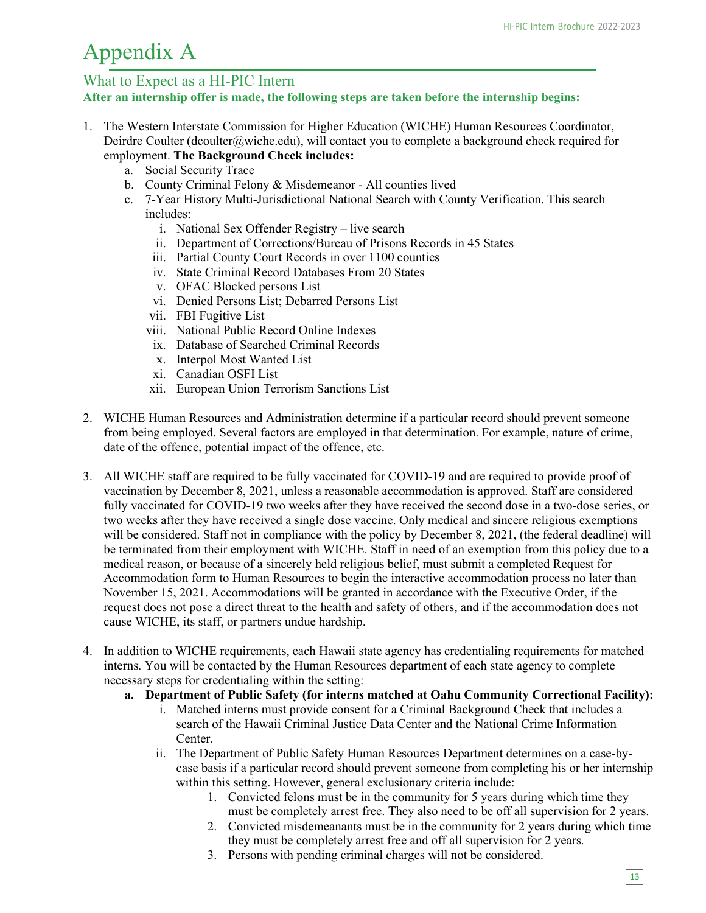# Appendix A

## What to Expect as a HI-PIC Intern

**After an internship offer is made, the following steps are taken before the internship begins:**

1. The Western Interstate Commission for Higher Education (WICHE) Human Resources Coordinator, Deirdre Coulter (dcoulter@wiche.edu), will contact you to complete a background check required for employment. **The Background Check includes:**
    a. Social Security Trace
    b. County Criminal Felony & Misdemeanor - All counties lived
    c. 7-Year History Multi-Jurisdictional National Search with County Verification. This search includes:
        i. National Sex Offender Registry – live search
        ii. Department of Corrections/Bureau of Prisons Records in 45 States
        iii. Partial County Court Records in over 1100 counties
        iv. State Criminal Record Databases From 20 States
        v. OFAC Blocked persons List
        vi. Denied Persons List; Debarred Persons List
        vii. FBI Fugitive List
        viii. National Public Record Online Indexes
        ix. Database of Searched Criminal Records
        x. Interpol Most Wanted List
        xi. Canadian OSFI List
        xii. European Union Terrorism Sanctions List

2. WICHE Human Resources and Administration determine if a particular record should prevent someone from being employed. Several factors are employed in that determination. For example, nature of crime, date of the offence, potential impact of the offence, etc.

3. All WICHE staff are required to be fully vaccinated for COVID-19 and are required to provide proof of vaccination by December 8, 2021, unless a reasonable accommodation is approved. Staff are considered fully vaccinated for COVID-19 two weeks after they have received the second dose in a two-dose series, or two weeks after they have received a single dose vaccine. Only medical and sincere religious exemptions will be considered. Staff not in compliance with the policy by December 8, 2021, (the federal deadline) will be terminated from their employment with WICHE. Staff in need of an exemption from this policy due to a medical reason, or because of a sincerely held religious belief, must submit a completed Request for Accommodation form to Human Resources to begin the interactive accommodation process no later than November 15, 2021. Accommodations will be granted in accordance with the Executive Order, if the request does not pose a direct threat to the health and safety of others, and if the accommodation does not cause WICHE, its staff, or partners undue hardship.

4. In addition to WICHE requirements, each Hawaii state agency has credentialing requirements for matched interns. You will be contacted by the Human Resources department of each state agency to complete necessary steps for credentialing within the setting:
    **a. Department of Public Safety (for interns matched at Oahu Community Correctional Facility):**
        i. Matched interns must provide consent for a Criminal Background Check that includes a search of the Hawaii Criminal Justice Data Center and the National Crime Information Center.
        ii. The Department of Public Safety Human Resources Department determines on a case-by-case basis if a particular record should prevent someone from completing his or her internship within this setting. However, general exclusionary criteria include:
            1. Convicted felons must be in the community for 5 years during which time they must be completely arrest free. They also need to be off all supervision for 2 years.
            2. Convicted misdemeanants must be in the community for 2 years during which time they must be completely arrest free and off all supervision for 2 years.
            3. Persons with pending criminal charges will not be considered.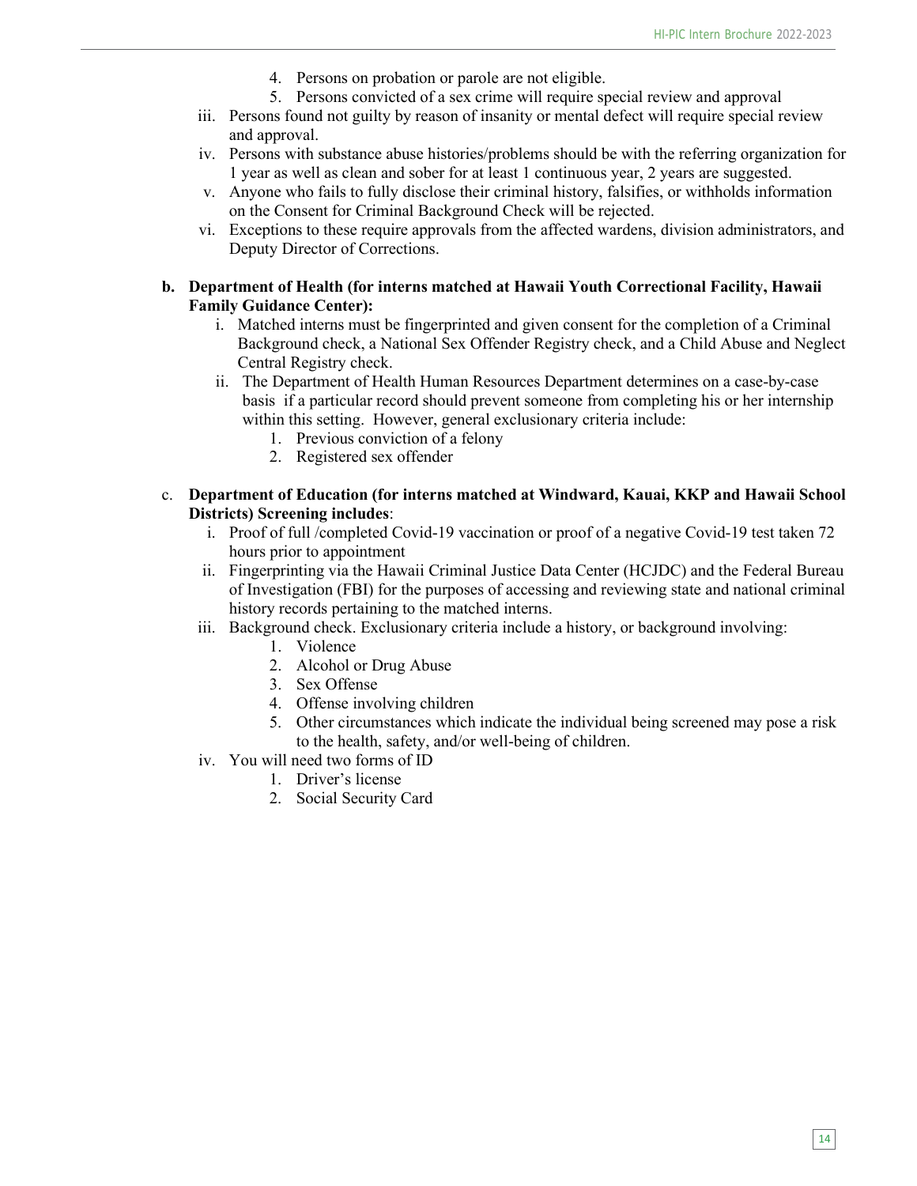4. Persons on probation or parole are not eligible.
5. Persons convicted of a sex crime will require special review and approval

iii. Persons found not guilty by reason of insanity or mental defect will require special review and approval.

iv. Persons with substance abuse histories/problems should be with the referring organization for 1 year as well as clean and sober for at least 1 continuous year, 2 years are suggested.

v. Anyone who fails to fully disclose their criminal history, falsifies, or withholds information on the Consent for Criminal Background Check will be rejected.

vi. Exceptions to these require approvals from the affected wardens, division administrators, and Deputy Director of Corrections.

**b. Department of Health (for interns matched at Hawaii Youth Correctional Facility, Hawaii Family Guidance Center):**

i. Matched interns must be fingerprinted and given consent for the completion of a Criminal Background check, a National Sex Offender Registry check, and a Child Abuse and Neglect Central Registry check.

ii. The Department of Health Human Resources Department determines on a case-by-case basis if a particular record should prevent someone from completing his or her internship within this setting. However, general exclusionary criteria include:

1. Previous conviction of a felony
2. Registered sex offender

c. **Department of Education (for interns matched at Windward, Kauai, KKP and Hawaii School Districts) Screening includes**:

i. Proof of full /completed Covid-19 vaccination or proof of a negative Covid-19 test taken 72 hours prior to appointment

ii. Fingerprinting via the Hawaii Criminal Justice Data Center (HCJDC) and the Federal Bureau of Investigation (FBI) for the purposes of accessing and reviewing state and national criminal history records pertaining to the matched interns.

iii. Background check. Exclusionary criteria include a history, or background involving:

1. Violence
2. Alcohol or Drug Abuse
3. Sex Offense
4. Offense involving children
5. Other circumstances which indicate the individual being screened may pose a risk to the health, safety, and/or well-being of children.

iv. You will need two forms of ID

1. Driver's license
2. Social Security Card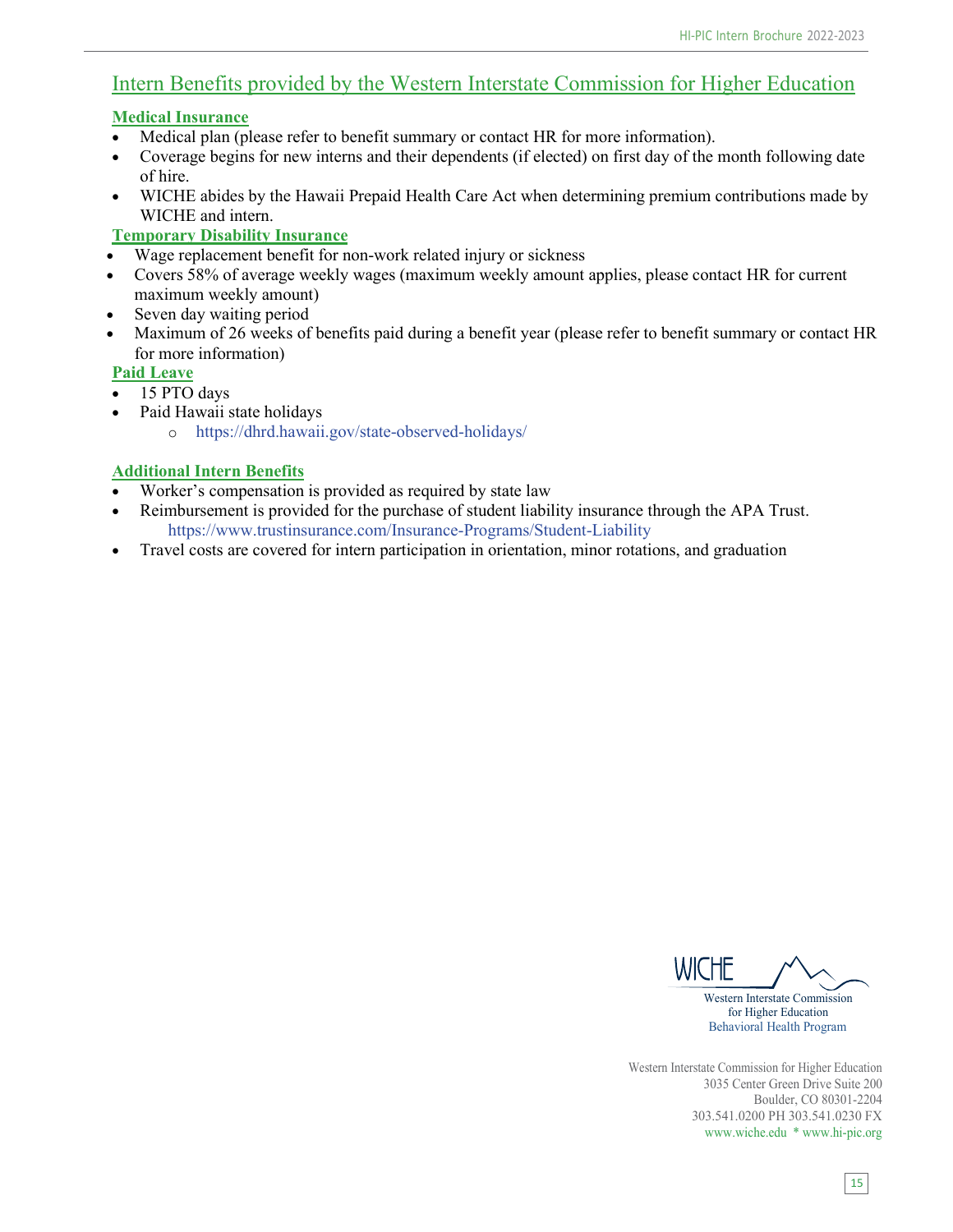## Intern Benefits provided by the Western Interstate Commission for Higher Education

### Medical Insurance

- Medical plan (please refer to benefit summary or contact HR for more information).
- Coverage begins for new interns and their dependents (if elected) on first day of the month following date of hire.
- WICHE abides by the Hawaii Prepaid Health Care Act when determining premium contributions made by WICHE and intern.

### Temporary Disability Insurance

- Wage replacement benefit for non-work related injury or sickness
- Covers 58% of average weekly wages (maximum weekly amount applies, please contact HR for current maximum weekly amount)
- Seven day waiting period
- Maximum of 26 weeks of benefits paid during a benefit year (please refer to benefit summary or contact HR for more information)

### Paid Leave

- 15 PTO days
- Paid Hawaii state holidays
  - https://dhrd.hawaii.gov/state-observed-holidays/

### Additional Intern Benefits

- Worker's compensation is provided as required by state law
- Reimbursement is provided for the purchase of student liability insurance through the APA Trust. https://www.trustinsurance.com/Insurance-Programs/Student-Liability
- Travel costs are covered for intern participation in orientation, minor rotations, and graduation

WICHE
Western Interstate Commission for Higher Education
Behavioral Health Program

Western Interstate Commission for Higher Education
3035 Center Green Drive Suite 200
Boulder, CO 80301-2204
303.541.0200 PH 303.541.0230 FX
www.wiche.edu * www.hi-pic.org